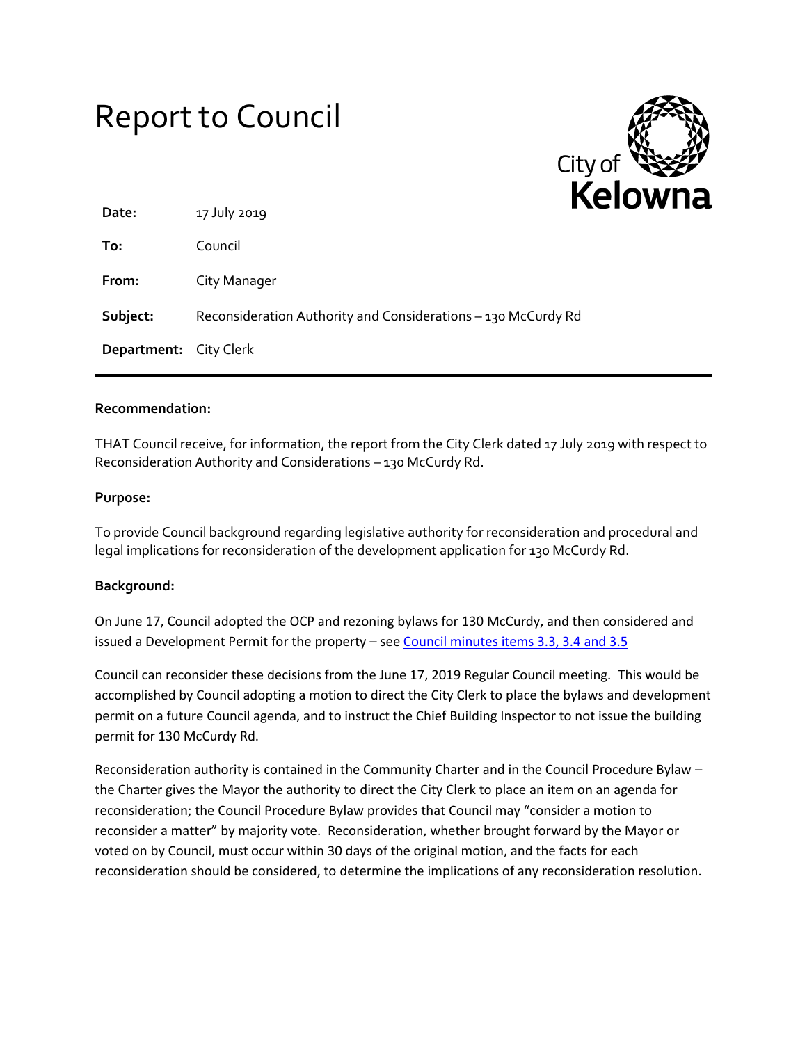# Report to Council

City of Kelowna

**Date:** 17 July 2019

**To:** Council

**From:** City Manager

**Subject:** Reconsideration Authority and Considerations – 130 McCurdy Rd

**Department:** City Clerk

---

**Recommendation:**

THAT Council receive, for information, the report from the City Clerk dated 17 July 2019 with respect to Reconsideration Authority and Considerations – 130 McCurdy Rd.

**Purpose:**

To provide Council background regarding legislative authority for reconsideration and procedural and legal implications for reconsideration of the development application for 130 McCurdy Rd.

**Background:**

On June 17, Council adopted the OCP and rezoning bylaws for 130 McCurdy, and then considered and issued a Development Permit for the property – see [Council minutes items 3.3, 3.4 and 3.5]

Council can reconsider these decisions from the June 17, 2019 Regular Council meeting. This would be accomplished by Council adopting a motion to direct the City Clerk to place the bylaws and development permit on a future Council agenda, and to instruct the Chief Building Inspector to not issue the building permit for 130 McCurdy Rd.

Reconsideration authority is contained in the Community Charter and in the Council Procedure Bylaw – the Charter gives the Mayor the authority to direct the City Clerk to place an item on an agenda for reconsideration; the Council Procedure Bylaw provides that Council may "consider a motion to reconsider a matter" by majority vote. Reconsideration, whether brought forward by the Mayor or voted on by Council, must occur within 30 days of the original motion, and the facts for each reconsideration should be considered, to determine the implications of any reconsideration resolution.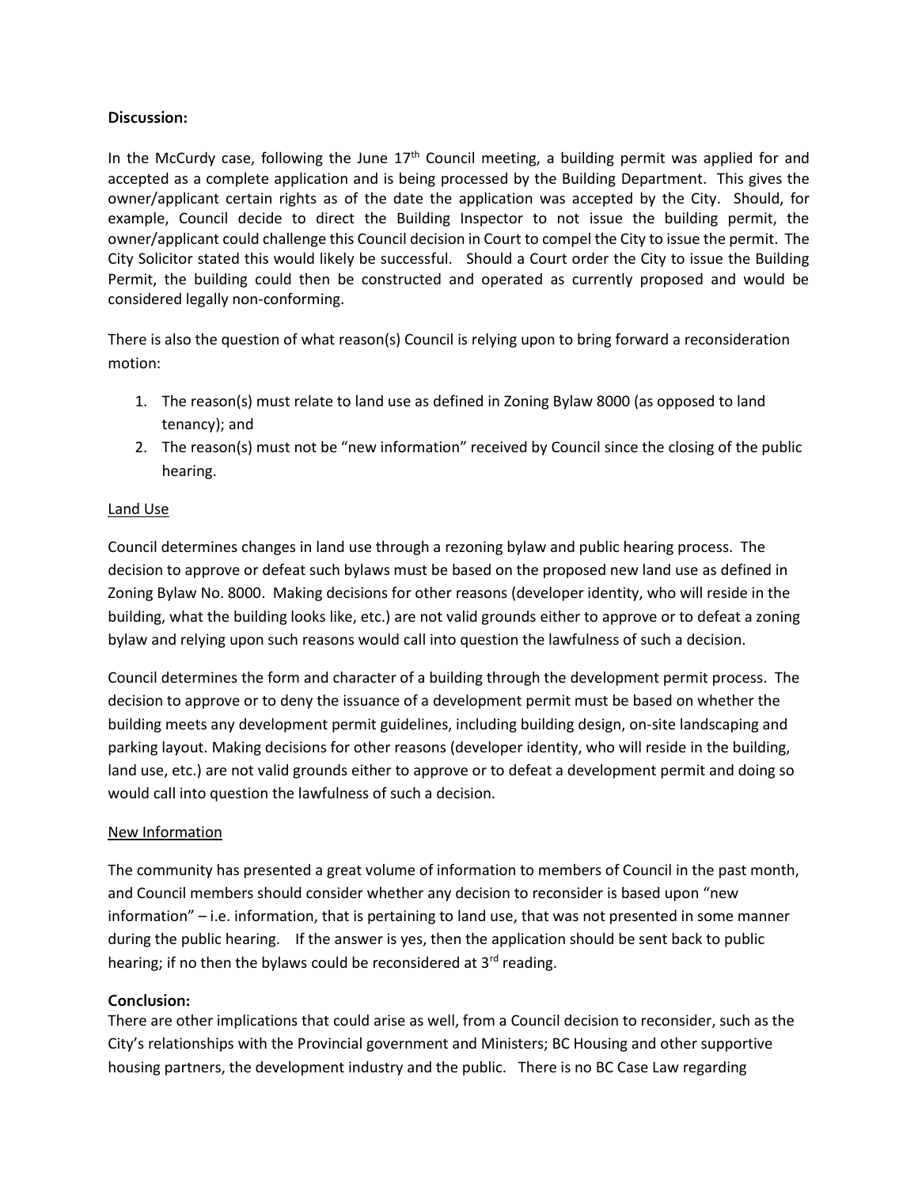**Discussion:**

In the McCurdy case, following the June 17th Council meeting, a building permit was applied for and accepted as a complete application and is being processed by the Building Department. This gives the owner/applicant certain rights as of the date the application was accepted by the City. Should, for example, Council decide to direct the Building Inspector to not issue the building permit, the owner/applicant could challenge this Council decision in Court to compel the City to issue the permit. The City Solicitor stated this would likely be successful. Should a Court order the City to issue the Building Permit, the building could then be constructed and operated as currently proposed and would be considered legally non-conforming.

There is also the question of what reason(s) Council is relying upon to bring forward a reconsideration motion:

1. The reason(s) must relate to land use as defined in Zoning Bylaw 8000 (as opposed to land tenancy); and
2. The reason(s) must not be "new information" received by Council since the closing of the public hearing.

<u>Land Use</u>

Council determines changes in land use through a rezoning bylaw and public hearing process. The decision to approve or defeat such bylaws must be based on the proposed new land use as defined in Zoning Bylaw No. 8000. Making decisions for other reasons (developer identity, who will reside in the building, what the building looks like, etc.) are not valid grounds either to approve or to defeat a zoning bylaw and relying upon such reasons would call into question the lawfulness of such a decision.

Council determines the form and character of a building through the development permit process. The decision to approve or to deny the issuance of a development permit must be based on whether the building meets any development permit guidelines, including building design, on-site landscaping and parking layout. Making decisions for other reasons (developer identity, who will reside in the building, land use, etc.) are not valid grounds either to approve or to defeat a development permit and doing so would call into question the lawfulness of such a decision.

<u>New Information</u>

The community has presented a great volume of information to members of Council in the past month, and Council members should consider whether any decision to reconsider is based upon "new information" – i.e. information, that is pertaining to land use, that was not presented in some manner during the public hearing. If the answer is yes, then the application should be sent back to public hearing; if no then the bylaws could be reconsidered at 3rd reading.

**Conclusion:**

There are other implications that could arise as well, from a Council decision to reconsider, such as the City's relationships with the Provincial government and Ministers; BC Housing and other supportive housing partners, the development industry and the public. There is no BC Case Law regarding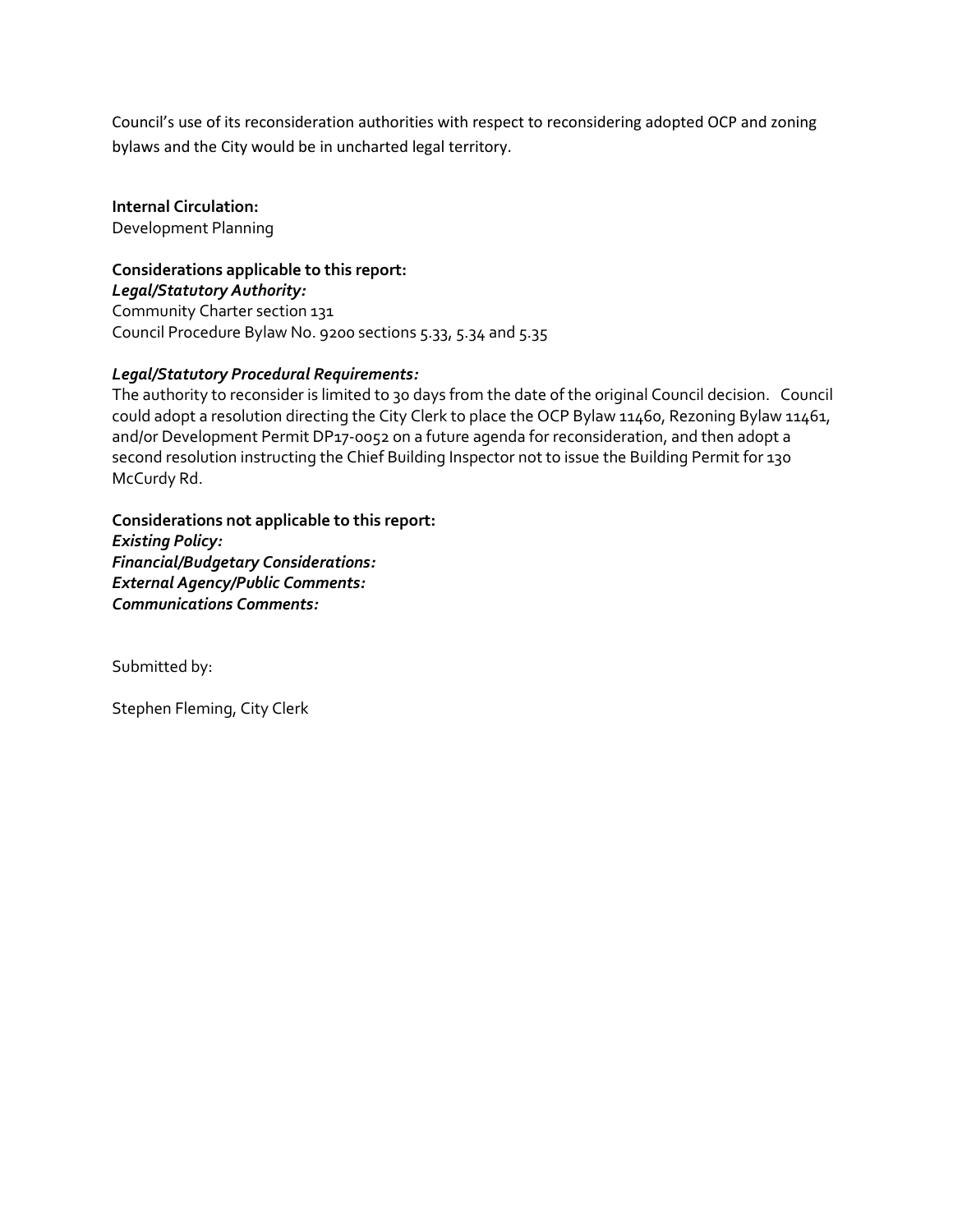Council's use of its reconsideration authorities with respect to reconsidering adopted OCP and zoning bylaws and the City would be in uncharted legal territory.

**Internal Circulation:**
Development Planning

**Considerations applicable to this report:**
***Legal/Statutory Authority:***
Community Charter section 131
Council Procedure Bylaw No. 9200 sections 5.33, 5.34 and 5.35

***Legal/Statutory Procedural Requirements:***
The authority to reconsider is limited to 30 days from the date of the original Council decision. Council could adopt a resolution directing the City Clerk to place the OCP Bylaw 11460, Rezoning Bylaw 11461, and/or Development Permit DP17-0052 on a future agenda for reconsideration, and then adopt a second resolution instructing the Chief Building Inspector not to issue the Building Permit for 130 McCurdy Rd.

**Considerations not applicable to this report:**
***Existing Policy:***
***Financial/Budgetary Considerations:***
***External Agency/Public Comments:***
***Communications Comments:***

Submitted by:

Stephen Fleming, City Clerk